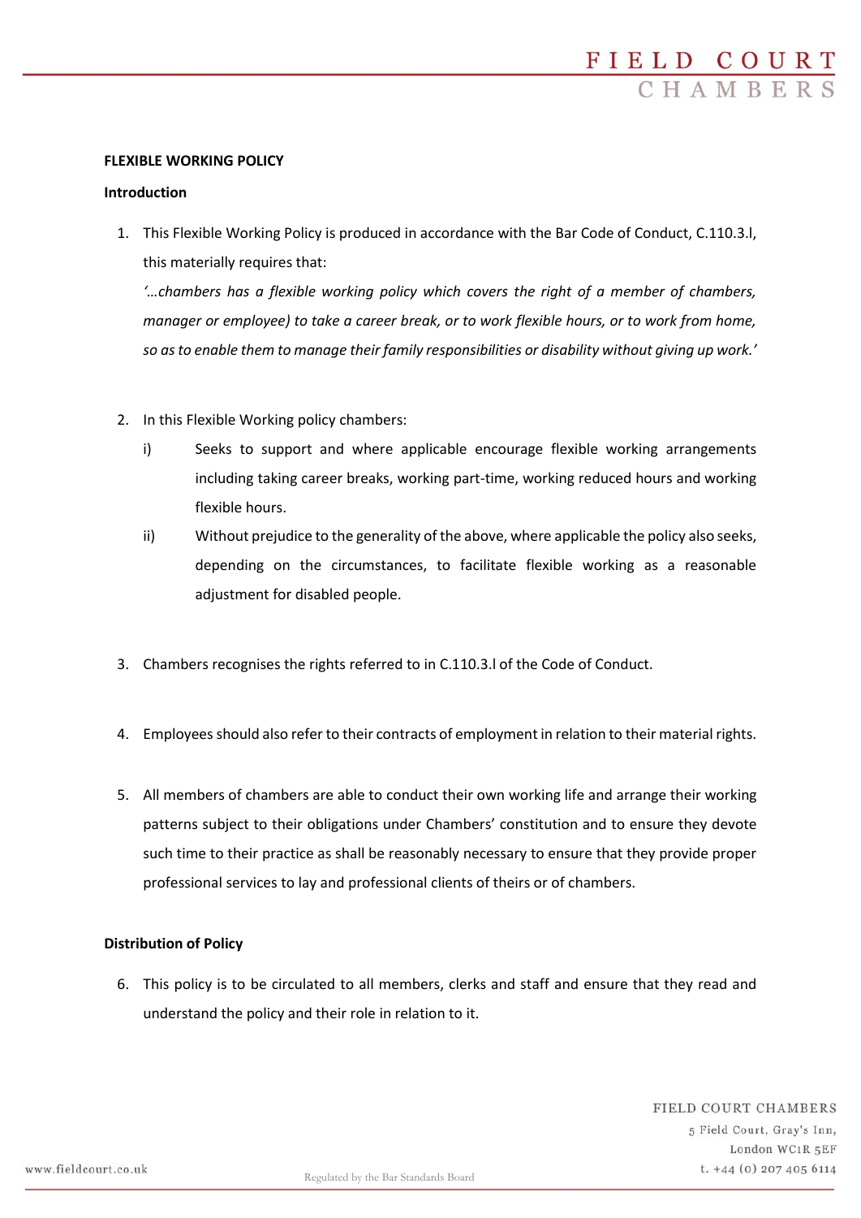**FLEXIBLE WORKING POLICY**

**Introduction**

1. This Flexible Working Policy is produced in accordance with the Bar Code of Conduct, C.110.3.l, this materially requires that:

   *'…chambers has a flexible working policy which covers the right of a member of chambers, manager or employee) to take a career break, or to work flexible hours, or to work from home, so as to enable them to manage their family responsibilities or disability without giving up work.'*

2. In this Flexible Working policy chambers:

   i) Seeks to support and where applicable encourage flexible working arrangements including taking career breaks, working part-time, working reduced hours and working flexible hours.

   ii) Without prejudice to the generality of the above, where applicable the policy also seeks, depending on the circumstances, to facilitate flexible working as a reasonable adjustment for disabled people.

3. Chambers recognises the rights referred to in C.110.3.l of the Code of Conduct.

4. Employees should also refer to their contracts of employment in relation to their material rights.

5. All members of chambers are able to conduct their own working life and arrange their working patterns subject to their obligations under Chambers' constitution and to ensure they devote such time to their practice as shall be reasonably necessary to ensure that they provide proper professional services to lay and professional clients of theirs or of chambers.

**Distribution of Policy**

6. This policy is to be circulated to all members, clerks and staff and ensure that they read and understand the policy and their role in relation to it.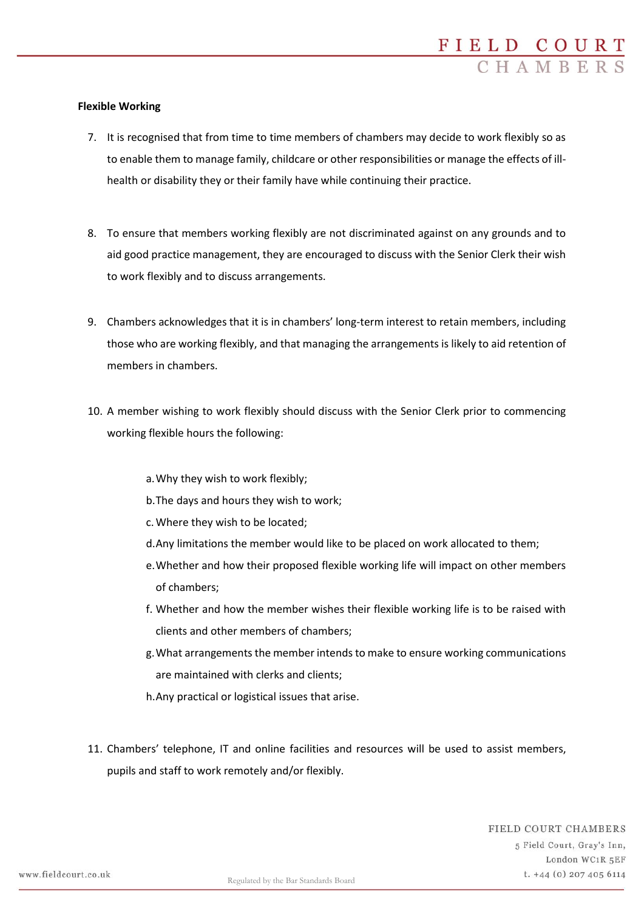**Flexible Working**

7. It is recognised that from time to time members of chambers may decide to work flexibly so as to enable them to manage family, childcare or other responsibilities or manage the effects of ill-health or disability they or their family have while continuing their practice.

8. To ensure that members working flexibly are not discriminated against on any grounds and to aid good practice management, they are encouraged to discuss with the Senior Clerk their wish to work flexibly and to discuss arrangements.

9. Chambers acknowledges that it is in chambers' long-term interest to retain members, including those who are working flexibly, and that managing the arrangements is likely to aid retention of members in chambers.

10. A member wishing to work flexibly should discuss with the Senior Clerk prior to commencing working flexible hours the following:

    a. Why they wish to work flexibly;
    b. The days and hours they wish to work;
    c. Where they wish to be located;
    d. Any limitations the member would like to be placed on work allocated to them;
    e. Whether and how their proposed flexible working life will impact on other members of chambers;
    f. Whether and how the member wishes their flexible working life is to be raised with clients and other members of chambers;
    g. What arrangements the member intends to make to ensure working communications are maintained with clerks and clients;
    h. Any practical or logistical issues that arise.

11. Chambers' telephone, IT and online facilities and resources will be used to assist members, pupils and staff to work remotely and/or flexibly.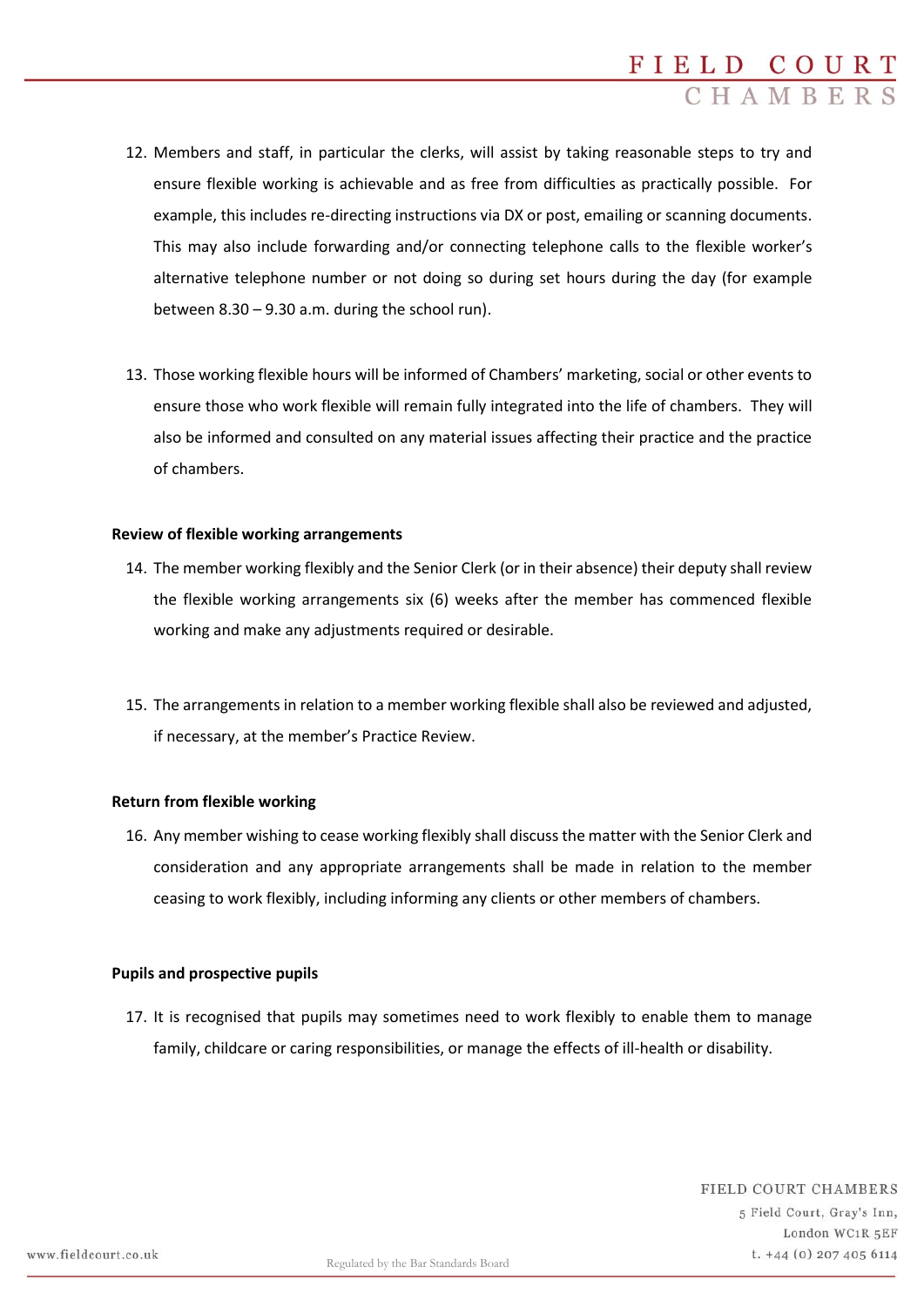12. Members and staff, in particular the clerks, will assist by taking reasonable steps to try and ensure flexible working is achievable and as free from difficulties as practically possible. For example, this includes re-directing instructions via DX or post, emailing or scanning documents. This may also include forwarding and/or connecting telephone calls to the flexible worker's alternative telephone number or not doing so during set hours during the day (for example between 8.30 – 9.30 a.m. during the school run).

13. Those working flexible hours will be informed of Chambers' marketing, social or other events to ensure those who work flexible will remain fully integrated into the life of chambers. They will also be informed and consulted on any material issues affecting their practice and the practice of chambers.

**Review of flexible working arrangements**

14. The member working flexibly and the Senior Clerk (or in their absence) their deputy shall review the flexible working arrangements six (6) weeks after the member has commenced flexible working and make any adjustments required or desirable.

15. The arrangements in relation to a member working flexible shall also be reviewed and adjusted, if necessary, at the member's Practice Review.

**Return from flexible working**

16. Any member wishing to cease working flexibly shall discuss the matter with the Senior Clerk and consideration and any appropriate arrangements shall be made in relation to the member ceasing to work flexibly, including informing any clients or other members of chambers.

**Pupils and prospective pupils**

17. It is recognised that pupils may sometimes need to work flexibly to enable them to manage family, childcare or caring responsibilities, or manage the effects of ill-health or disability.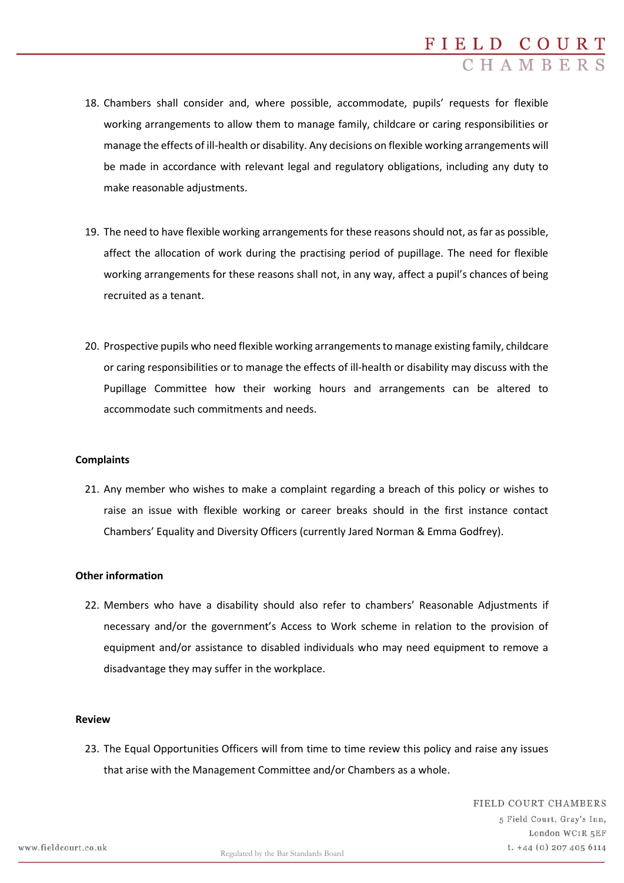18. Chambers shall consider and, where possible, accommodate, pupils' requests for flexible working arrangements to allow them to manage family, childcare or caring responsibilities or manage the effects of ill-health or disability. Any decisions on flexible working arrangements will be made in accordance with relevant legal and regulatory obligations, including any duty to make reasonable adjustments.

19. The need to have flexible working arrangements for these reasons should not, as far as possible, affect the allocation of work during the practising period of pupillage. The need for flexible working arrangements for these reasons shall not, in any way, affect a pupil's chances of being recruited as a tenant.

20. Prospective pupils who need flexible working arrangements to manage existing family, childcare or caring responsibilities or to manage the effects of ill-health or disability may discuss with the Pupillage Committee how their working hours and arrangements can be altered to accommodate such commitments and needs.

**Complaints**

21. Any member who wishes to make a complaint regarding a breach of this policy or wishes to raise an issue with flexible working or career breaks should in the first instance contact Chambers' Equality and Diversity Officers (currently Jared Norman & Emma Godfrey).

**Other information**

22. Members who have a disability should also refer to chambers' Reasonable Adjustments if necessary and/or the government's Access to Work scheme in relation to the provision of equipment and/or assistance to disabled individuals who may need equipment to remove a disadvantage they may suffer in the workplace.

**Review**

23. The Equal Opportunities Officers will from time to time review this policy and raise any issues that arise with the Management Committee and/or Chambers as a whole.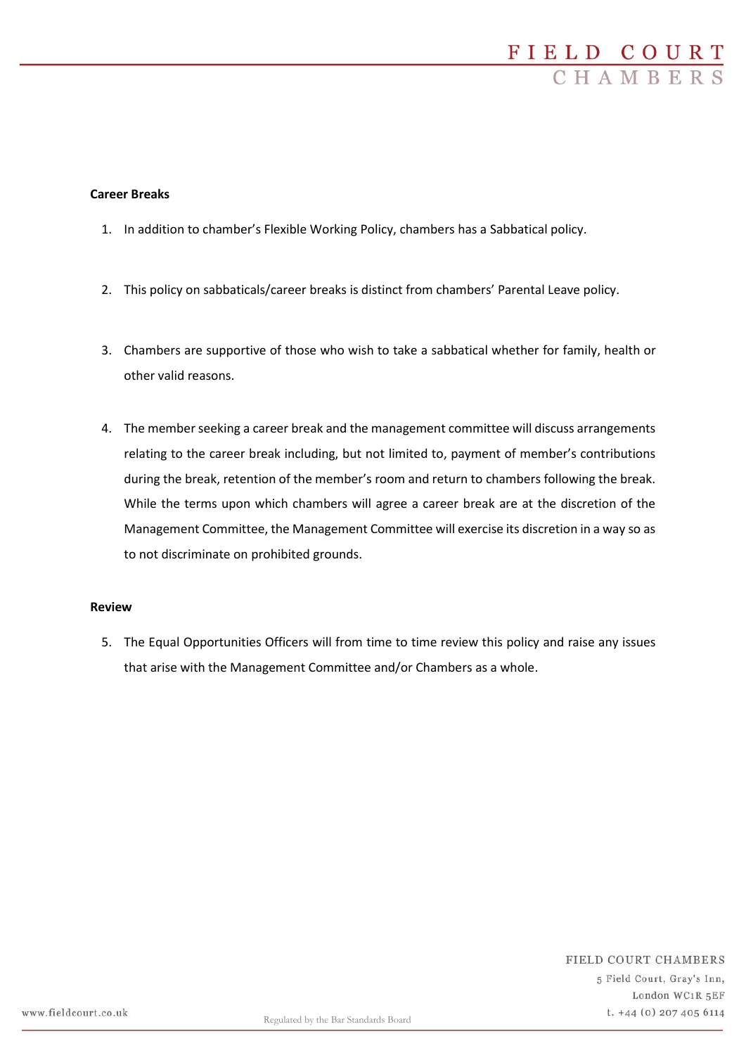**Career Breaks**

1. In addition to chamber's Flexible Working Policy, chambers has a Sabbatical policy.

2. This policy on sabbaticals/career breaks is distinct from chambers' Parental Leave policy.

3. Chambers are supportive of those who wish to take a sabbatical whether for family, health or other valid reasons.

4. The member seeking a career break and the management committee will discuss arrangements relating to the career break including, but not limited to, payment of member's contributions during the break, retention of the member's room and return to chambers following the break. While the terms upon which chambers will agree a career break are at the discretion of the Management Committee, the Management Committee will exercise its discretion in a way so as to not discriminate on prohibited grounds.

**Review**

5. The Equal Opportunities Officers will from time to time review this policy and raise any issues that arise with the Management Committee and/or Chambers as a whole.